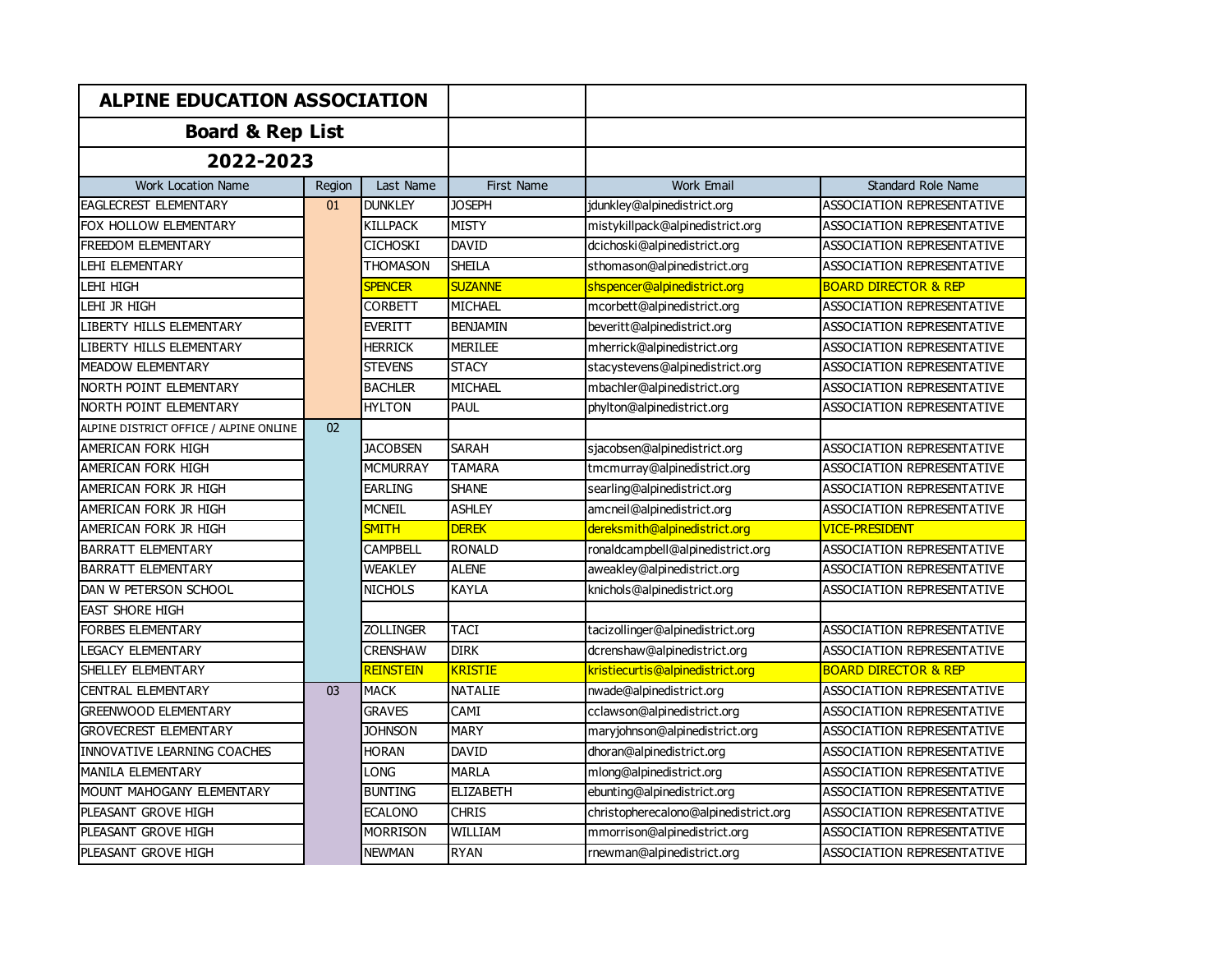# ALPINE EDUCATION ASSOCIATION

## Board & Rep List

## 2022-2023

| Work Location Name | Region | Last Name | First Name | Work Email | Standard Role Name |
|---|---|---|---|---|---|
| EAGLECREST ELEMENTARY | 01 | DUNKLEY | JOSEPH | jdunkley@alpinedistrict.org | ASSOCIATION REPRESENTATIVE |
| FOX HOLLOW ELEMENTARY | | KILLPACK | MISTY | mistykillpack@alpinedistrict.org | ASSOCIATION REPRESENTATIVE |
| FREEDOM ELEMENTARY | | CICHOSKI | DAVID | dcichoski@alpinedistrict.org | ASSOCIATION REPRESENTATIVE |
| LEHI ELEMENTARY | | THOMASON | SHEILA | sthomason@alpinedistrict.org | ASSOCIATION REPRESENTATIVE |
| LEHI HIGH | | SPENCER | SUZANNE | shspencer@alpinedistrict.org | BOARD DIRECTOR & REP |
| LEHI JR HIGH | | CORBETT | MICHAEL | mcorbett@alpinedistrict.org | ASSOCIATION REPRESENTATIVE |
| LIBERTY HILLS ELEMENTARY | | EVERITT | BENJAMIN | beveritt@alpinedistrict.org | ASSOCIATION REPRESENTATIVE |
| LIBERTY HILLS ELEMENTARY | | HERRICK | MERILEE | mherrick@alpinedistrict.org | ASSOCIATION REPRESENTATIVE |
| MEADOW ELEMENTARY | | STEVENS | STACY | stacystevens@alpinedistrict.org | ASSOCIATION REPRESENTATIVE |
| NORTH POINT ELEMENTARY | | BACHLER | MICHAEL | mbachler@alpinedistrict.org | ASSOCIATION REPRESENTATIVE |
| NORTH POINT ELEMENTARY | | HYLTON | PAUL | phylton@alpinedistrict.org | ASSOCIATION REPRESENTATIVE |
| ALPINE DISTRICT OFFICE / ALPINE ONLINE | 02 | | | | |
| AMERICAN FORK HIGH | | JACOBSEN | SARAH | sjacobsen@alpinedistrict.org | ASSOCIATION REPRESENTATIVE |
| AMERICAN FORK HIGH | | MCMURRAY | TAMARA | tmcmurray@alpinedistrict.org | ASSOCIATION REPRESENTATIVE |
| AMERICAN FORK JR HIGH | | EARLING | SHANE | searling@alpinedistrict.org | ASSOCIATION REPRESENTATIVE |
| AMERICAN FORK JR HIGH | | MCNEIL | ASHLEY | amcneil@alpinedistrict.org | ASSOCIATION REPRESENTATIVE |
| AMERICAN FORK JR HIGH | | SMITH | DEREK | dereksmith@alpinedistrict.org | VICE-PRESIDENT |
| BARRATT ELEMENTARY | | CAMPBELL | RONALD | ronaldcampbell@alpinedistrict.org | ASSOCIATION REPRESENTATIVE |
| BARRATT ELEMENTARY | | WEAKLEY | ALENE | aweakley@alpinedistrict.org | ASSOCIATION REPRESENTATIVE |
| DAN W PETERSON SCHOOL | | NICHOLS | KAYLA | knichols@alpinedistrict.org | ASSOCIATION REPRESENTATIVE |
| EAST SHORE HIGH | | | | | |
| FORBES ELEMENTARY | | ZOLLINGER | TACI | tacizollinger@alpinedistrict.org | ASSOCIATION REPRESENTATIVE |
| LEGACY ELEMENTARY | | CRENSHAW | DIRK | dcrenshaw@alpinedistrict.org | ASSOCIATION REPRESENTATIVE |
| SHELLEY ELEMENTARY | | REINSTEIN | KRISTIE | kristiecurtis@alpinedistrict.org | BOARD DIRECTOR & REP |
| CENTRAL ELEMENTARY | 03 | MACK | NATALIE | nwade@alpinedistrict.org | ASSOCIATION REPRESENTATIVE |
| GREENWOOD ELEMENTARY | | GRAVES | CAMI | cclawson@alpinedistrict.org | ASSOCIATION REPRESENTATIVE |
| GROVECREST ELEMENTARY | | JOHNSON | MARY | maryjohnson@alpinedistrict.org | ASSOCIATION REPRESENTATIVE |
| INNOVATIVE LEARNING COACHES | | HORAN | DAVID | dhoran@alpinedistrict.org | ASSOCIATION REPRESENTATIVE |
| MANILA ELEMENTARY | | LONG | MARLA | mlong@alpinedistrict.org | ASSOCIATION REPRESENTATIVE |
| MOUNT MAHOGANY ELEMENTARY | | BUNTING | ELIZABETH | ebunting@alpinedistrict.org | ASSOCIATION REPRESENTATIVE |
| PLEASANT GROVE HIGH | | ECALONO | CHRIS | christopherecalono@alpinedistrict.org | ASSOCIATION REPRESENTATIVE |
| PLEASANT GROVE HIGH | | MORRISON | WILLIAM | mmorrison@alpinedistrict.org | ASSOCIATION REPRESENTATIVE |
| PLEASANT GROVE HIGH | | NEWMAN | RYAN | rnewman@alpinedistrict.org | ASSOCIATION REPRESENTATIVE |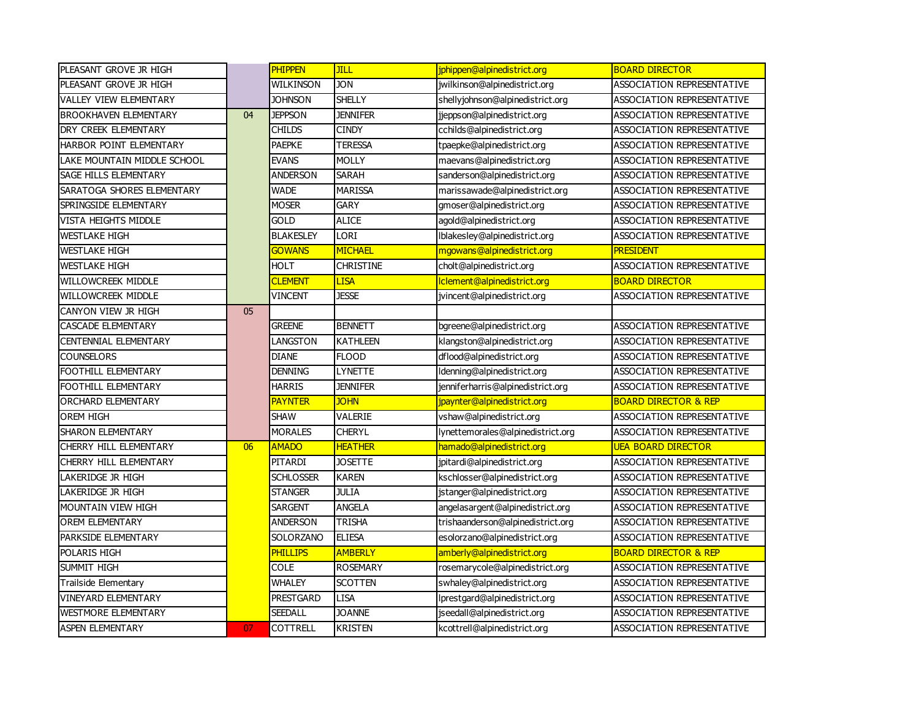| | | | | | |
|---|---|---|---|---|---|
| PLEASANT GROVE JR HIGH | | PHIPPEN | JILL | jphippen@alpinedistrict.org | BOARD DIRECTOR |
| PLEASANT GROVE JR HIGH | | WILKINSON | JON | jwilkinson@alpinedistrict.org | ASSOCIATION REPRESENTATIVE |
| VALLEY VIEW ELEMENTARY | | JOHNSON | SHELLY | shellyjohnson@alpinedistrict.org | ASSOCIATION REPRESENTATIVE |
| BROOKHAVEN ELEMENTARY | 04 | JEPPSON | JENNIFER | jjeppson@alpinedistrict.org | ASSOCIATION REPRESENTATIVE |
| DRY CREEK ELEMENTARY | | CHILDS | CINDY | cchilds@alpinedistrict.org | ASSOCIATION REPRESENTATIVE |
| HARBOR POINT ELEMENTARY | | PAEPKE | TERESSA | tpaepke@alpinedistrict.org | ASSOCIATION REPRESENTATIVE |
| LAKE MOUNTAIN MIDDLE SCHOOL | | EVANS | MOLLY | maevans@alpinedistrict.org | ASSOCIATION REPRESENTATIVE |
| SAGE HILLS ELEMENTARY | | ANDERSON | SARAH | sanderson@alpinedistrict.org | ASSOCIATION REPRESENTATIVE |
| SARATOGA SHORES ELEMENTARY | | WADE | MARISSA | marissawade@alpinedistrict.org | ASSOCIATION REPRESENTATIVE |
| SPRINGSIDE ELEMENTARY | | MOSER | GARY | gmoser@alpinedistrict.org | ASSOCIATION REPRESENTATIVE |
| VISTA HEIGHTS MIDDLE | | GOLD | ALICE | agold@alpinedistrict.org | ASSOCIATION REPRESENTATIVE |
| WESTLAKE HIGH | | BLAKESLEY | LORI | lblakesley@alpinedistrict.org | ASSOCIATION REPRESENTATIVE |
| WESTLAKE HIGH | | GOWANS | MICHAEL | mgowans@alpinedistrict.org | PRESIDENT |
| WESTLAKE HIGH | | HOLT | CHRISTINE | cholt@alpinedistrict.org | ASSOCIATION REPRESENTATIVE |
| WILLOWCREEK MIDDLE | | CLEMENT | LISA | lclement@alpinedistrict.org | BOARD DIRECTOR |
| WILLOWCREEK MIDDLE | | VINCENT | JESSE | jvincent@alpinedistrict.org | ASSOCIATION REPRESENTATIVE |
| CANYON VIEW JR HIGH | 05 | | | | |
| CASCADE ELEMENTARY | | GREENE | BENNETT | bgreene@alpinedistrict.org | ASSOCIATION REPRESENTATIVE |
| CENTENNIAL ELEMENTARY | | LANGSTON | KATHLEEN | klangston@alpinedistrict.org | ASSOCIATION REPRESENTATIVE |
| COUNSELORS | | DIANE | FLOOD | dflood@alpinedistrict.org | ASSOCIATION REPRESENTATIVE |
| FOOTHILL ELEMENTARY | | DENNING | LYNETTE | ldenning@alpinedistrict.org | ASSOCIATION REPRESENTATIVE |
| FOOTHILL ELEMENTARY | | HARRIS | JENNIFER | jenniferharris@alpinedistrict.org | ASSOCIATION REPRESENTATIVE |
| ORCHARD ELEMENTARY | | PAYNTER | JOHN | jpaynter@alpinedistrict.org | BOARD DIRECTOR & REP |
| OREM HIGH | | SHAW | VALERIE | vshaw@alpinedistrict.org | ASSOCIATION REPRESENTATIVE |
| SHARON ELEMENTARY | | MORALES | CHERYL | lynettemorales@alpinedistrict.org | ASSOCIATION REPRESENTATIVE |
| CHERRY HILL ELEMENTARY | 06 | AMADO | HEATHER | hamado@alpinedistrict.org | UEA BOARD DIRECTOR |
| CHERRY HILL ELEMENTARY | | PITARDI | JOSETTE | jpitardi@alpinedistrict.org | ASSOCIATION REPRESENTATIVE |
| LAKERIDGE JR HIGH | | SCHLOSSER | KAREN | kschlosser@alpinedistrict.org | ASSOCIATION REPRESENTATIVE |
| LAKERIDGE JR HIGH | | STANGER | JULIA | jstanger@alpinedistrict.org | ASSOCIATION REPRESENTATIVE |
| MOUNTAIN VIEW HIGH | | SARGENT | ANGELA | angelasargent@alpinedistrict.org | ASSOCIATION REPRESENTATIVE |
| OREM ELEMENTARY | | ANDERSON | TRISHA | trishaanderson@alpinedistrict.org | ASSOCIATION REPRESENTATIVE |
| PARKSIDE ELEMENTARY | | SOLORZANO | ELIESA | esolorzano@alpinedistrict.org | ASSOCIATION REPRESENTATIVE |
| POLARIS HIGH | | PHILLIPS | AMBERLY | amberly@alpinedistrict.org | BOARD DIRECTOR & REP |
| SUMMIT HIGH | | COLE | ROSEMARY | rosemarycole@alpinedistrict.org | ASSOCIATION REPRESENTATIVE |
| Trailside Elementary | | WHALEY | SCOTTEN | swhaley@alpinedistrict.org | ASSOCIATION REPRESENTATIVE |
| VINEYARD ELEMENTARY | | PRESTGARD | LISA | lprestgard@alpinedistrict.org | ASSOCIATION REPRESENTATIVE |
| WESTMORE ELEMENTARY | | SEEDALL | JOANNE | jseedall@alpinedistrict.org | ASSOCIATION REPRESENTATIVE |
| ASPEN ELEMENTARY | 07 | COTTRELL | KRISTEN | kcottrell@alpinedistrict.org | ASSOCIATION REPRESENTATIVE |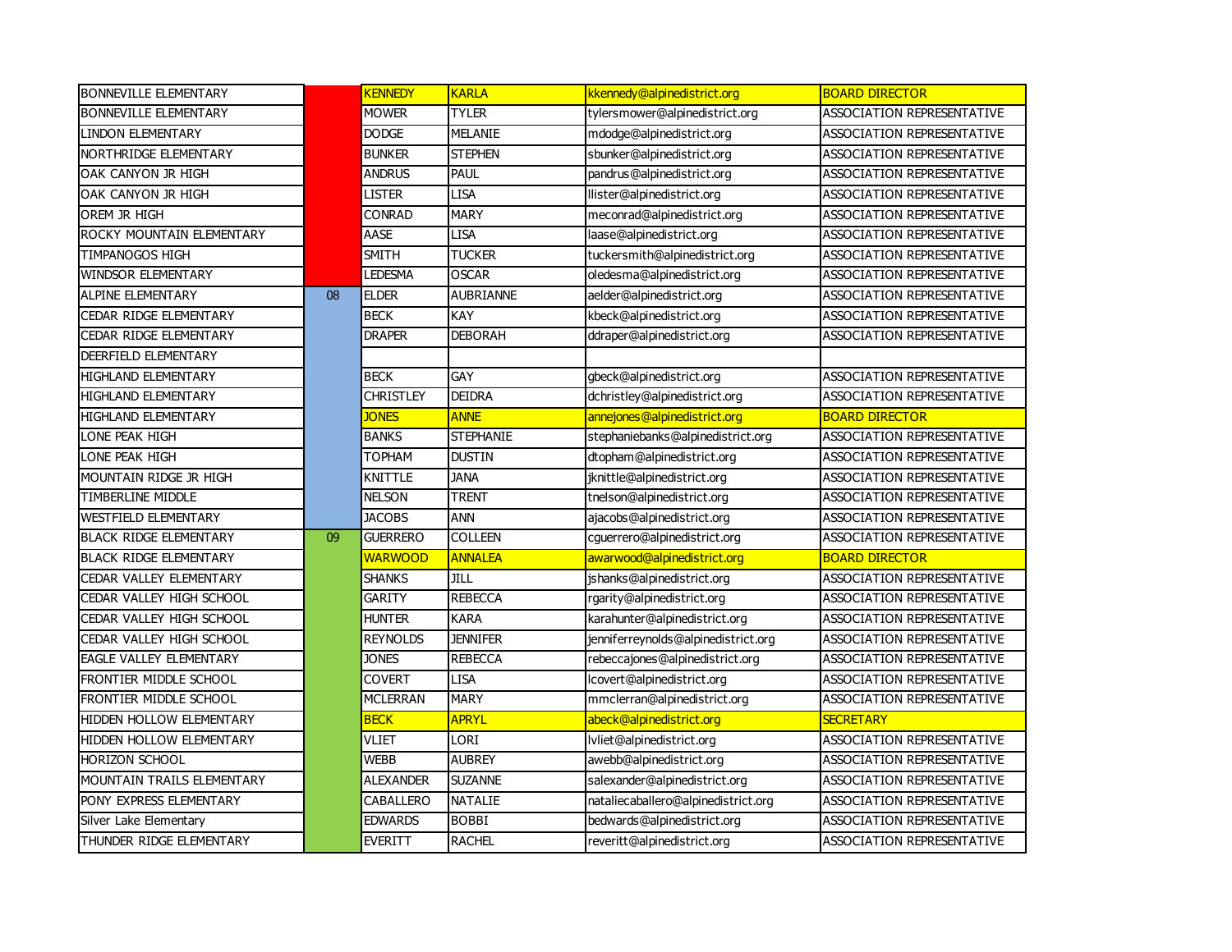| | | | | | |
|---|---|---|---|---|---|
| BONNEVILLE ELEMENTARY | | KENNEDY | KARLA | kkennedy@alpinedistrict.org | BOARD DIRECTOR |
| BONNEVILLE ELEMENTARY | | MOWER | TYLER | tylersmower@alpinedistrict.org | ASSOCIATION REPRESENTATIVE |
| LINDON ELEMENTARY | | DODGE | MELANIE | mdodge@alpinedistrict.org | ASSOCIATION REPRESENTATIVE |
| NORTHRIDGE ELEMENTARY | | BUNKER | STEPHEN | sbunker@alpinedistrict.org | ASSOCIATION REPRESENTATIVE |
| OAK CANYON JR HIGH | | ANDRUS | PAUL | pandrus@alpinedistrict.org | ASSOCIATION REPRESENTATIVE |
| OAK CANYON JR HIGH | | LISTER | LISA | llister@alpinedistrict.org | ASSOCIATION REPRESENTATIVE |
| OREM JR HIGH | | CONRAD | MARY | meconrad@alpinedistrict.org | ASSOCIATION REPRESENTATIVE |
| ROCKY MOUNTAIN ELEMENTARY | | AASE | LISA | laase@alpinedistrict.org | ASSOCIATION REPRESENTATIVE |
| TIMPANOGOS HIGH | | SMITH | TUCKER | tuckersmith@alpinedistrict.org | ASSOCIATION REPRESENTATIVE |
| WINDSOR ELEMENTARY | | LEDESMA | OSCAR | oledesma@alpinedistrict.org | ASSOCIATION REPRESENTATIVE |
| ALPINE ELEMENTARY | 08 | ELDER | AUBRIANNE | aelder@alpinedistrict.org | ASSOCIATION REPRESENTATIVE |
| CEDAR RIDGE ELEMENTARY | | BECK | KAY | kbeck@alpinedistrict.org | ASSOCIATION REPRESENTATIVE |
| CEDAR RIDGE ELEMENTARY | | DRAPER | DEBORAH | ddraper@alpinedistrict.org | ASSOCIATION REPRESENTATIVE |
| DEERFIELD ELEMENTARY | | | | | |
| HIGHLAND ELEMENTARY | | BECK | GAY | gbeck@alpinedistrict.org | ASSOCIATION REPRESENTATIVE |
| HIGHLAND ELEMENTARY | | CHRISTLEY | DEIDRA | dchristley@alpinedistrict.org | ASSOCIATION REPRESENTATIVE |
| HIGHLAND ELEMENTARY | | JONES | ANNE | annejones@alpinedistrict.org | BOARD DIRECTOR |
| LONE PEAK HIGH | | BANKS | STEPHANIE | stephaniebanks@alpinedistrict.org | ASSOCIATION REPRESENTATIVE |
| LONE PEAK HIGH | | TOPHAM | DUSTIN | dtopham@alpinedistrict.org | ASSOCIATION REPRESENTATIVE |
| MOUNTAIN RIDGE JR HIGH | | KNITTLE | JANA | jknittle@alpinedistrict.org | ASSOCIATION REPRESENTATIVE |
| TIMBERLINE MIDDLE | | NELSON | TRENT | tnelson@alpinedistrict.org | ASSOCIATION REPRESENTATIVE |
| WESTFIELD ELEMENTARY | | JACOBS | ANN | ajacobs@alpinedistrict.org | ASSOCIATION REPRESENTATIVE |
| BLACK RIDGE ELEMENTARY | 09 | GUERRERO | COLLEEN | cguerrero@alpinedistrict.org | ASSOCIATION REPRESENTATIVE |
| BLACK RIDGE ELEMENTARY | | WARWOOD | ANNALEA | awarwood@alpinedistrict.org | BOARD DIRECTOR |
| CEDAR VALLEY ELEMENTARY | | SHANKS | JILL | jshanks@alpinedistrict.org | ASSOCIATION REPRESENTATIVE |
| CEDAR VALLEY HIGH SCHOOL | | GARITY | REBECCA | rgarity@alpinedistrict.org | ASSOCIATION REPRESENTATIVE |
| CEDAR VALLEY HIGH SCHOOL | | HUNTER | KARA | karahunter@alpinedistrict.org | ASSOCIATION REPRESENTATIVE |
| CEDAR VALLEY HIGH SCHOOL | | REYNOLDS | JENNIFER | jenniferreynolds@alpinedistrict.org | ASSOCIATION REPRESENTATIVE |
| EAGLE VALLEY ELEMENTARY | | JONES | REBECCA | rebeccajones@alpinedistrict.org | ASSOCIATION REPRESENTATIVE |
| FRONTIER MIDDLE SCHOOL | | COVERT | LISA | lcovert@alpinedistrict.org | ASSOCIATION REPRESENTATIVE |
| FRONTIER MIDDLE SCHOOL | | MCLERRAN | MARY | mmclerran@alpinedistrict.org | ASSOCIATION REPRESENTATIVE |
| HIDDEN HOLLOW ELEMENTARY | | BECK | APRYL | abeck@alpinedistrict.org | SECRETARY |
| HIDDEN HOLLOW ELEMENTARY | | VLIET | LORI | lvliet@alpinedistrict.org | ASSOCIATION REPRESENTATIVE |
| HORIZON SCHOOL | | WEBB | AUBREY | awebb@alpinedistrict.org | ASSOCIATION REPRESENTATIVE |
| MOUNTAIN TRAILS ELEMENTARY | | ALEXANDER | SUZANNE | salexander@alpinedistrict.org | ASSOCIATION REPRESENTATIVE |
| PONY EXPRESS ELEMENTARY | | CABALLERO | NATALIE | nataliecaballero@alpinedistrict.org | ASSOCIATION REPRESENTATIVE |
| Silver Lake Elementary | | EDWARDS | BOBBI | bedwards@alpinedistrict.org | ASSOCIATION REPRESENTATIVE |
| THUNDER RIDGE ELEMENTARY | | EVERITT | RACHEL | reveritt@alpinedistrict.org | ASSOCIATION REPRESENTATIVE |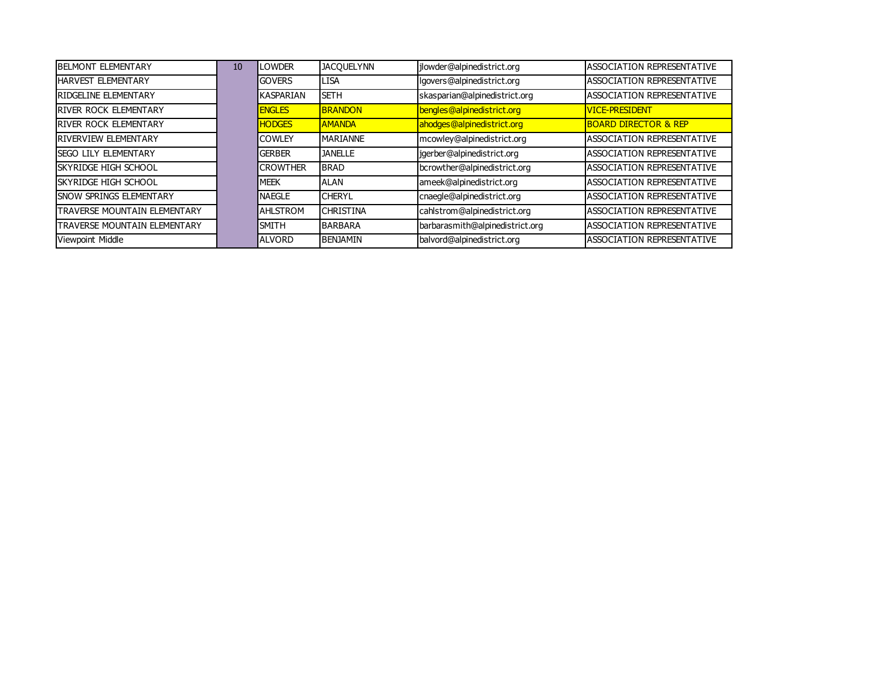| | | | | | |
|---|---|---|---|---|---|
| BELMONT ELEMENTARY | 10 | LOWDER | JACQUELYNN | jlowder@alpinedistrict.org | ASSOCIATION REPRESENTATIVE |
| HARVEST ELEMENTARY | | GOVERS | LISA | lgovers@alpinedistrict.org | ASSOCIATION REPRESENTATIVE |
| RIDGELINE ELEMENTARY | | KASPARIAN | SETH | skasparian@alpinedistrict.org | ASSOCIATION REPRESENTATIVE |
| RIVER ROCK ELEMENTARY | | ENGLES | BRANDON | bengles@alpinedistrict.org | VICE-PRESIDENT |
| RIVER ROCK ELEMENTARY | | HODGES | AMANDA | ahodges@alpinedistrict.org | BOARD DIRECTOR & REP |
| RIVERVIEW ELEMENTARY | | COWLEY | MARIANNE | mcowley@alpinedistrict.org | ASSOCIATION REPRESENTATIVE |
| SEGO LILY ELEMENTARY | | GERBER | JANELLE | jgerber@alpinedistrict.org | ASSOCIATION REPRESENTATIVE |
| SKYRIDGE HIGH SCHOOL | | CROWTHER | BRAD | bcrowther@alpinedistrict.org | ASSOCIATION REPRESENTATIVE |
| SKYRIDGE HIGH SCHOOL | | MEEK | ALAN | ameek@alpinedistrict.org | ASSOCIATION REPRESENTATIVE |
| SNOW SPRINGS ELEMENTARY | | NAEGLE | CHERYL | cnaegle@alpinedistrict.org | ASSOCIATION REPRESENTATIVE |
| TRAVERSE MOUNTAIN ELEMENTARY | | AHLSTROM | CHRISTINA | cahlstrom@alpinedistrict.org | ASSOCIATION REPRESENTATIVE |
| TRAVERSE MOUNTAIN ELEMENTARY | | SMITH | BARBARA | barbarasmith@alpinedistrict.org | ASSOCIATION REPRESENTATIVE |
| Viewpoint Middle | | ALVORD | BENJAMIN | balvord@alpinedistrict.org | ASSOCIATION REPRESENTATIVE |